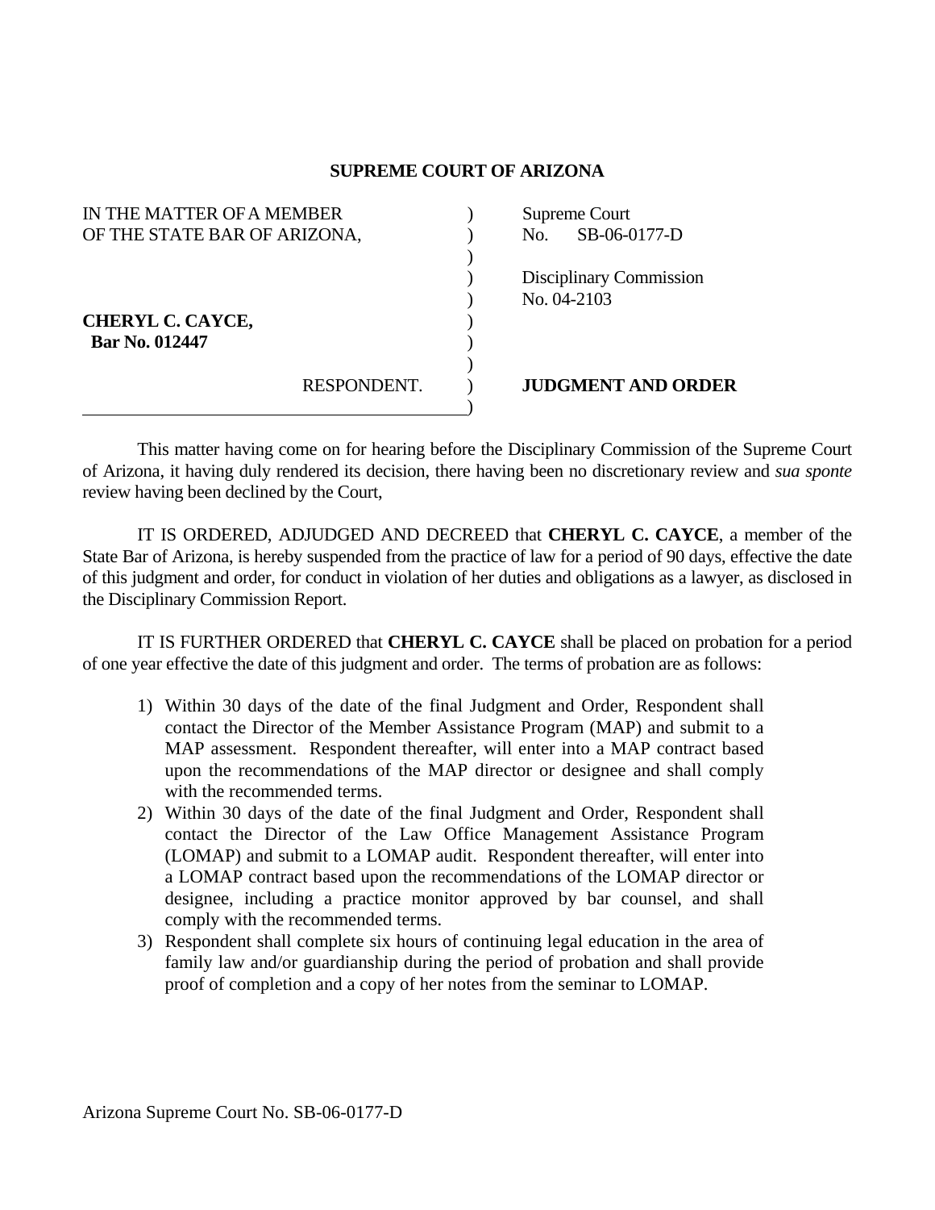# SUPREME COURT OF ARIZONA

| | | |
|---|---|---|
| IN THE MATTER OF A MEMBER OF THE STATE BAR OF ARIZONA, | ) | Supreme Court No. SB-06-0177-D |
| | ) | Disciplinary Commission No. 04-2103 |
| **CHERYL C. CAYCE,** **Bar No. 012447** | ) | |
| RESPONDENT. | ) | **JUDGMENT AND ORDER** |

This matter having come on for hearing before the Disciplinary Commission of the Supreme Court of Arizona, it having duly rendered its decision, there having been no discretionary review and *sua sponte* review having been declined by the Court,

IT IS ORDERED, ADJUDGED AND DECREED that **CHERYL C. CAYCE**, a member of the State Bar of Arizona, is hereby suspended from the practice of law for a period of 90 days, effective the date of this judgment and order, for conduct in violation of her duties and obligations as a lawyer, as disclosed in the Disciplinary Commission Report.

IT IS FURTHER ORDERED that **CHERYL C. CAYCE** shall be placed on probation for a period of one year effective the date of this judgment and order. The terms of probation are as follows:

1) Within 30 days of the date of the final Judgment and Order, Respondent shall contact the Director of the Member Assistance Program (MAP) and submit to a MAP assessment. Respondent thereafter, will enter into a MAP contract based upon the recommendations of the MAP director or designee and shall comply with the recommended terms.
2) Within 30 days of the date of the final Judgment and Order, Respondent shall contact the Director of the Law Office Management Assistance Program (LOMAP) and submit to a LOMAP audit. Respondent thereafter, will enter into a LOMAP contract based upon the recommendations of the LOMAP director or designee, including a practice monitor approved by bar counsel, and shall comply with the recommended terms.
3) Respondent shall complete six hours of continuing legal education in the area of family law and/or guardianship during the period of probation and shall provide proof of completion and a copy of her notes from the seminar to LOMAP.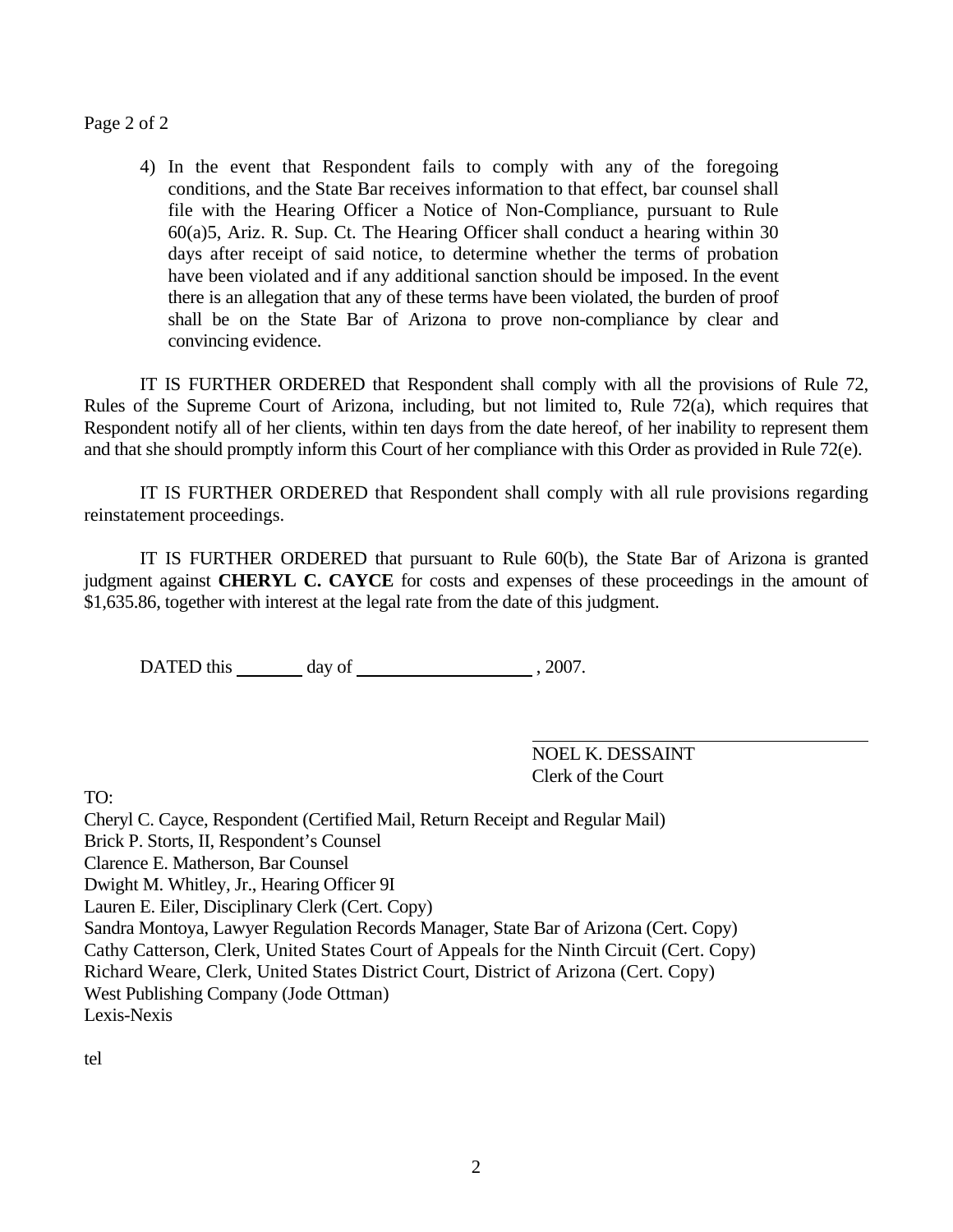4) In the event that Respondent fails to comply with any of the foregoing conditions, and the State Bar receives information to that effect, bar counsel shall file with the Hearing Officer a Notice of Non-Compliance, pursuant to Rule 60(a)5, Ariz. R. Sup. Ct. The Hearing Officer shall conduct a hearing within 30 days after receipt of said notice, to determine whether the terms of probation have been violated and if any additional sanction should be imposed. In the event there is an allegation that any of these terms have been violated, the burden of proof shall be on the State Bar of Arizona to prove non-compliance by clear and convincing evidence.

IT IS FURTHER ORDERED that Respondent shall comply with all the provisions of Rule 72, Rules of the Supreme Court of Arizona, including, but not limited to, Rule 72(a), which requires that Respondent notify all of her clients, within ten days from the date hereof, of her inability to represent them and that she should promptly inform this Court of her compliance with this Order as provided in Rule 72(e).

IT IS FURTHER ORDERED that Respondent shall comply with all rule provisions regarding reinstatement proceedings.

IT IS FURTHER ORDERED that pursuant to Rule 60(b), the State Bar of Arizona is granted judgment against **CHERYL C. CAYCE** for costs and expenses of these proceedings in the amount of $1,635.86, together with interest at the legal rate from the date of this judgment.

DATED this _______ day of ___________________ , 2007.

_________________________________
NOEL K. DESSAINT
Clerk of the Court

TO:
Cheryl C. Cayce, Respondent (Certified Mail, Return Receipt and Regular Mail)
Brick P. Storts, II, Respondent's Counsel
Clarence E. Matherson, Bar Counsel
Dwight M. Whitley, Jr., Hearing Officer 9I
Lauren E. Eiler, Disciplinary Clerk (Cert. Copy)
Sandra Montoya, Lawyer Regulation Records Manager, State Bar of Arizona (Cert. Copy)
Cathy Catterson, Clerk, United States Court of Appeals for the Ninth Circuit (Cert. Copy)
Richard Weare, Clerk, United States District Court, District of Arizona (Cert. Copy)
West Publishing Company (Jode Ottman)
Lexis-Nexis

tel